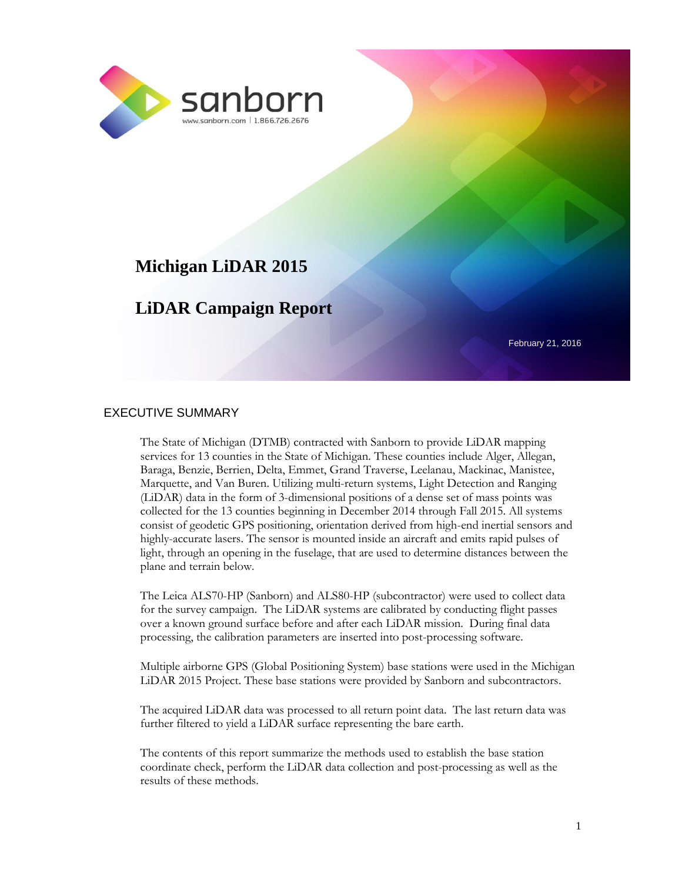sanborn

www.sanborn.com | 1.866.726.2676

# Michigan LiDAR 2015

# LiDAR Campaign Report

February 21, 2016

## EXECUTIVE SUMMARY

The State of Michigan (DTMB) contracted with Sanborn to provide LiDAR mapping services for 13 counties in the State of Michigan. These counties include Alger, Allegan, Baraga, Benzie, Berrien, Delta, Emmet, Grand Traverse, Leelanau, Mackinac, Manistee, Marquette, and Van Buren. Utilizing multi-return systems, Light Detection and Ranging (LiDAR) data in the form of 3-dimensional positions of a dense set of mass points was collected for the 13 counties beginning in December 2014 through Fall 2015. All systems consist of geodetic GPS positioning, orientation derived from high-end inertial sensors and highly-accurate lasers. The sensor is mounted inside an aircraft and emits rapid pulses of light, through an opening in the fuselage, that are used to determine distances between the plane and terrain below.

The Leica ALS70-HP (Sanborn) and ALS80-HP (subcontractor) were used to collect data for the survey campaign. The LiDAR systems are calibrated by conducting flight passes over a known ground surface before and after each LiDAR mission. During final data processing, the calibration parameters are inserted into post-processing software.

Multiple airborne GPS (Global Positioning System) base stations were used in the Michigan LiDAR 2015 Project. These base stations were provided by Sanborn and subcontractors.

The acquired LiDAR data was processed to all return point data. The last return data was further filtered to yield a LiDAR surface representing the bare earth.

The contents of this report summarize the methods used to establish the base station coordinate check, perform the LiDAR data collection and post-processing as well as the results of these methods.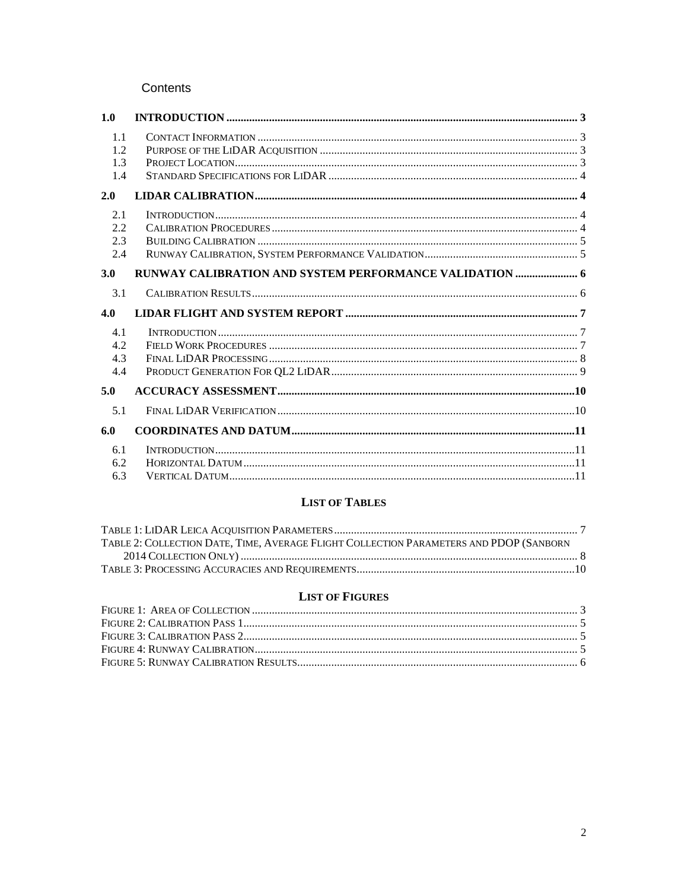# Contents

| | | |
|---|---|---|
| **1.0** | **INTRODUCTION** | **3** |
| 1.1 | CONTACT INFORMATION | 3 |
| 1.2 | PURPOSE OF THE LIDAR ACQUISITION | 3 |
| 1.3 | PROJECT LOCATION | 3 |
| 1.4 | STANDARD SPECIFICATIONS FOR LIDAR | 4 |
| **2.0** | **LIDAR CALIBRATION** | **4** |
| 2.1 | INTRODUCTION | 4 |
| 2.2 | CALIBRATION PROCEDURES | 4 |
| 2.3 | BUILDING CALIBRATION | 5 |
| 2.4 | RUNWAY CALIBRATION, SYSTEM PERFORMANCE VALIDATION | 5 |
| **3.0** | **RUNWAY CALIBRATION AND SYSTEM PERFORMANCE VALIDATION** | **6** |
| 3.1 | CALIBRATION RESULTS | 6 |
| **4.0** | **LIDAR FLIGHT AND SYSTEM REPORT** | **7** |
| 4.1 | INTRODUCTION | 7 |
| 4.2 | FIELD WORK PROCEDURES | 7 |
| 4.3 | FINAL LIDAR PROCESSING | 8 |
| 4.4 | PRODUCT GENERATION FOR QL2 LIDAR | 9 |
| **5.0** | **ACCURACY ASSESSMENT** | **10** |
| 5.1 | FINAL LIDAR VERIFICATION | 10 |
| **6.0** | **COORDINATES AND DATUM** | **11** |
| 6.1 | INTRODUCTION | 11 |
| 6.2 | HORIZONTAL DATUM | 11 |
| 6.3 | VERTICAL DATUM | 11 |

## LIST OF TABLES

| | |
|---|---|
| TABLE 1: LIDAR LEICA ACQUISITION PARAMETERS | 7 |
| TABLE 2: COLLECTION DATE, TIME, AVERAGE FLIGHT COLLECTION PARAMETERS AND PDOP (SANBORN 2014 COLLECTION ONLY) | 8 |
| TABLE 3: PROCESSING ACCURACIES AND REQUIREMENTS | 10 |

## LIST OF FIGURES

| | |
|---|---|
| FIGURE 1: AREA OF COLLECTION | 3 |
| FIGURE 2: CALIBRATION PASS 1 | 5 |
| FIGURE 3: CALIBRATION PASS 2 | 5 |
| FIGURE 4: RUNWAY CALIBRATION | 5 |
| FIGURE 5: RUNWAY CALIBRATION RESULTS | 6 |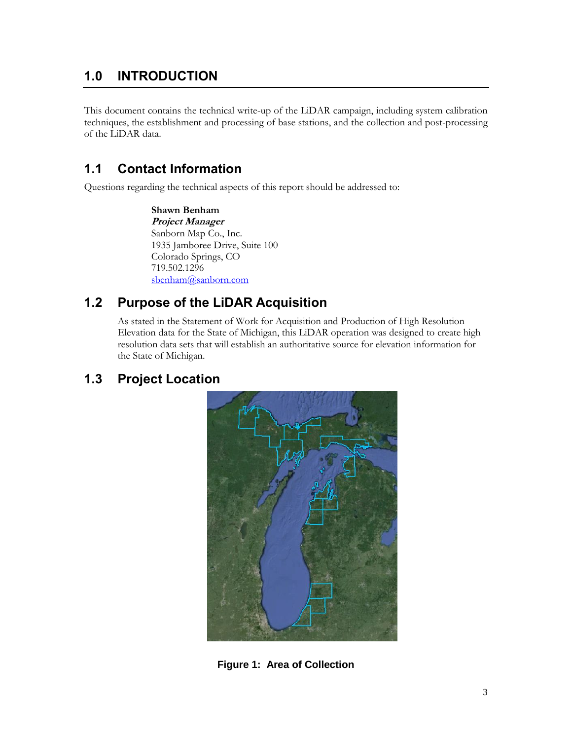# 1.0 INTRODUCTION

This document contains the technical write-up of the LiDAR campaign, including system calibration techniques, the establishment and processing of base stations, and the collection and post-processing of the LiDAR data.

## 1.1 Contact Information

Questions regarding the technical aspects of this report should be addressed to:

**Shawn Benham**
***Project Manager***
Sanborn Map Co., Inc.
1935 Jamboree Drive, Suite 100
Colorado Springs, CO
719.502.1296
sbenham@sanborn.com

## 1.2 Purpose of the LiDAR Acquisition

As stated in the Statement of Work for Acquisition and Production of High Resolution Elevation data for the State of Michigan, this LiDAR operation was designed to create high resolution data sets that will establish an authoritative source for elevation information for the State of Michigan.

## 1.3 Project Location

**Figure 1: Area of Collection**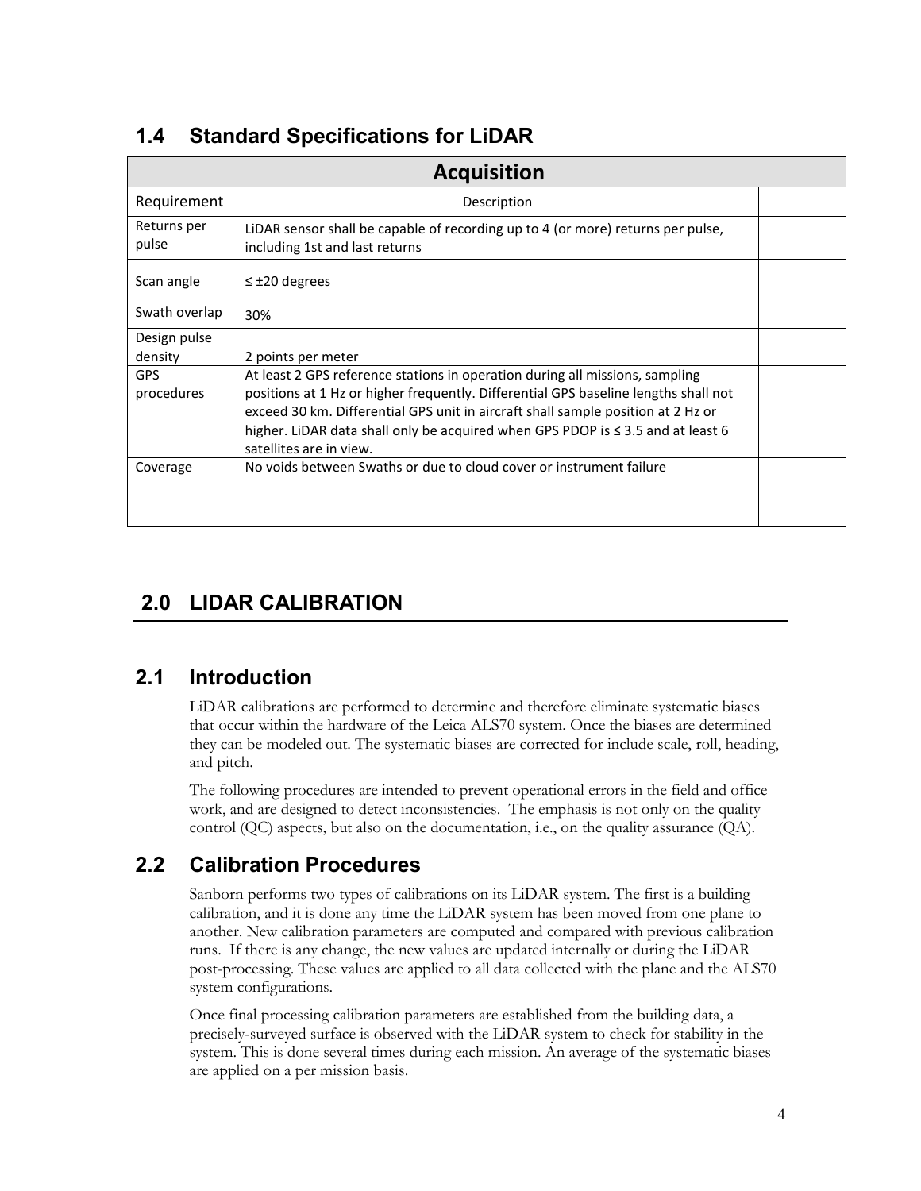## 1.4 Standard Specifications for LiDAR

| Acquisition | | |
|---|---|---|
| Requirement | Description | |
| Returns per pulse | LiDAR sensor shall be capable of recording up to 4 (or more) returns per pulse, including 1st and last returns | |
| Scan angle | ≤ ±20 degrees | |
| Swath overlap | 30% | |
| Design pulse density | 2 points per meter | |
| GPS procedures | At least 2 GPS reference stations in operation during all missions, sampling positions at 1 Hz or higher frequently. Differential GPS baseline lengths shall not exceed 30 km. Differential GPS unit in aircraft shall sample position at 2 Hz or higher. LiDAR data shall only be acquired when GPS PDOP is ≤ 3.5 and at least 6 satellites are in view. | |
| Coverage | No voids between Swaths or due to cloud cover or instrument failure | |

# 2.0 LIDAR CALIBRATION

## 2.1 Introduction

LiDAR calibrations are performed to determine and therefore eliminate systematic biases that occur within the hardware of the Leica ALS70 system. Once the biases are determined they can be modeled out. The systematic biases are corrected for include scale, roll, heading, and pitch.

The following procedures are intended to prevent operational errors in the field and office work, and are designed to detect inconsistencies. The emphasis is not only on the quality control (QC) aspects, but also on the documentation, i.e., on the quality assurance (QA).

## 2.2 Calibration Procedures

Sanborn performs two types of calibrations on its LiDAR system. The first is a building calibration, and it is done any time the LiDAR system has been moved from one plane to another. New calibration parameters are computed and compared with previous calibration runs. If there is any change, the new values are updated internally or during the LiDAR post-processing. These values are applied to all data collected with the plane and the ALS70 system configurations.

Once final processing calibration parameters are established from the building data, a precisely-surveyed surface is observed with the LiDAR system to check for stability in the system. This is done several times during each mission. An average of the systematic biases are applied on a per mission basis.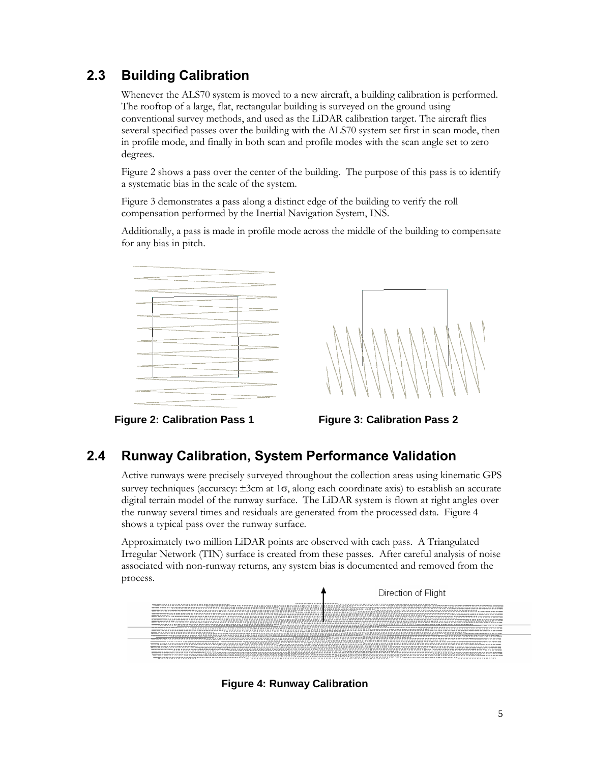## 2.3 Building Calibration

Whenever the ALS70 system is moved to a new aircraft, a building calibration is performed. The rooftop of a large, flat, rectangular building is surveyed on the ground using conventional survey methods, and used as the LiDAR calibration target. The aircraft flies several specified passes over the building with the ALS70 system set first in scan mode, then in profile mode, and finally in both scan and profile modes with the scan angle set to zero degrees.

Figure 2 shows a pass over the center of the building. The purpose of this pass is to identify a systematic bias in the scale of the system.

Figure 3 demonstrates a pass along a distinct edge of the building to verify the roll compensation performed by the Inertial Navigation System, INS.

Additionally, a pass is made in profile mode across the middle of the building to compensate for any bias in pitch.

**Figure 2: Calibration Pass 1**

**Figure 3: Calibration Pass 2**

## 2.4 Runway Calibration, System Performance Validation

Active runways were precisely surveyed throughout the collection areas using kinematic GPS survey techniques (accuracy: ±3cm at 1σ, along each coordinate axis) to establish an accurate digital terrain model of the runway surface. The LiDAR system is flown at right angles over the runway several times and residuals are generated from the processed data. Figure 4 shows a typical pass over the runway surface.

Approximately two million LiDAR points are observed with each pass. A Triangulated Irregular Network (TIN) surface is created from these passes. After careful analysis of noise associated with non-runway returns, any system bias is documented and removed from the process.

Direction of Flight

**Figure 4: Runway Calibration**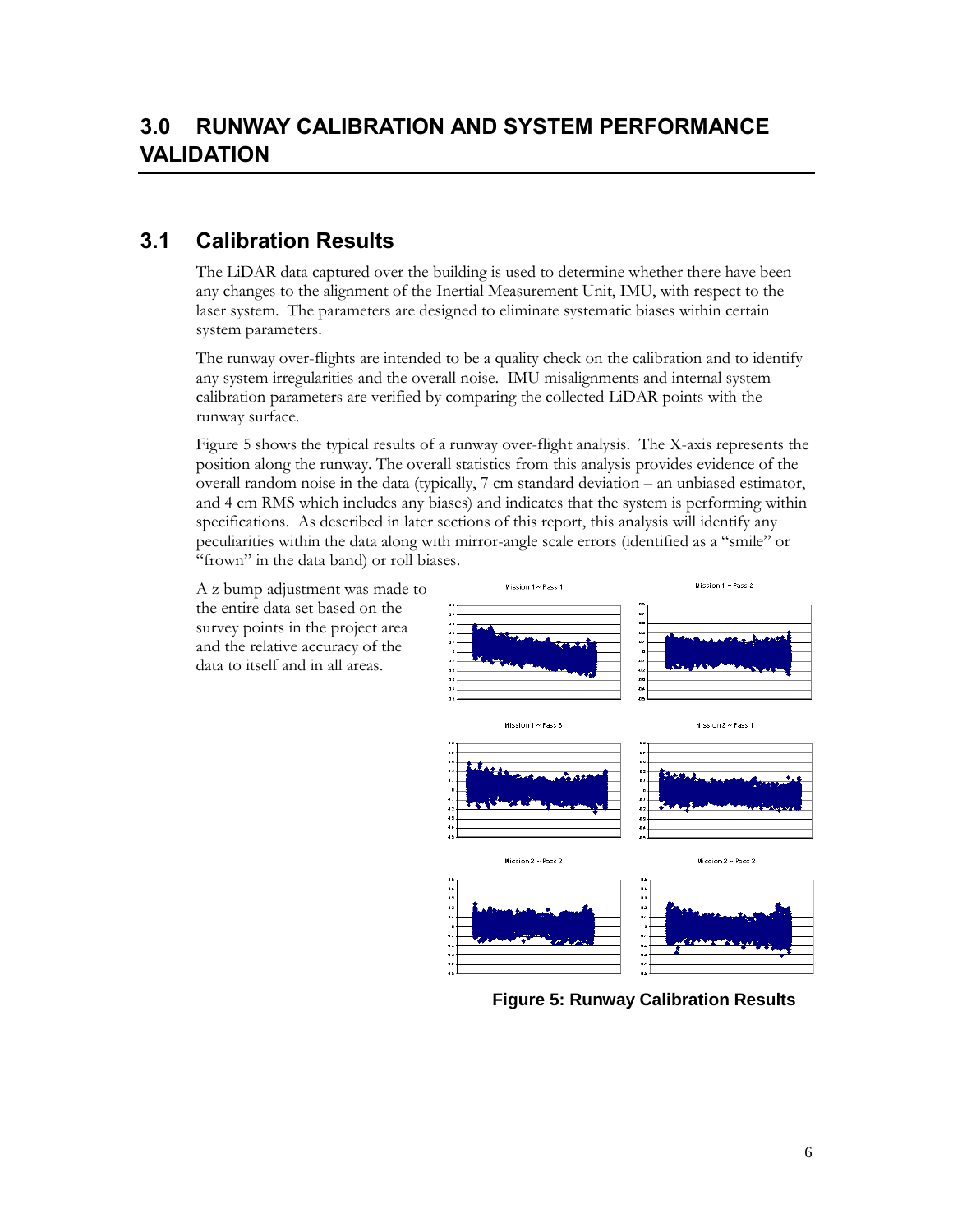# 3.0 RUNWAY CALIBRATION AND SYSTEM PERFORMANCE VALIDATION

## 3.1 Calibration Results

The LiDAR data captured over the building is used to determine whether there have been any changes to the alignment of the Inertial Measurement Unit, IMU, with respect to the laser system. The parameters are designed to eliminate systematic biases within certain system parameters.

The runway over-flights are intended to be a quality check on the calibration and to identify any system irregularities and the overall noise. IMU misalignments and internal system calibration parameters are verified by comparing the collected LiDAR points with the runway surface.

Figure 5 shows the typical results of a runway over-flight analysis. The X-axis represents the position along the runway. The overall statistics from this analysis provides evidence of the overall random noise in the data (typically, 7 cm standard deviation – an unbiased estimator, and 4 cm RMS which includes any biases) and indicates that the system is performing within specifications. As described in later sections of this report, this analysis will identify any peculiarities within the data along with mirror-angle scale errors (identified as a "smile" or "frown" in the data band) or roll biases.

A z bump adjustment was made to the entire data set based on the survey points in the project area and the relative accuracy of the data to itself and in all areas.

Mission 1 ~ Pass 1

Mission 1 ~ Pass 2

Mission 1 ~ Pass 3

Mission 2 ~ Pass 1

Mission 2 ~ Pass 2

Mission 2 ~ Pass 3

**Figure 5: Runway Calibration Results**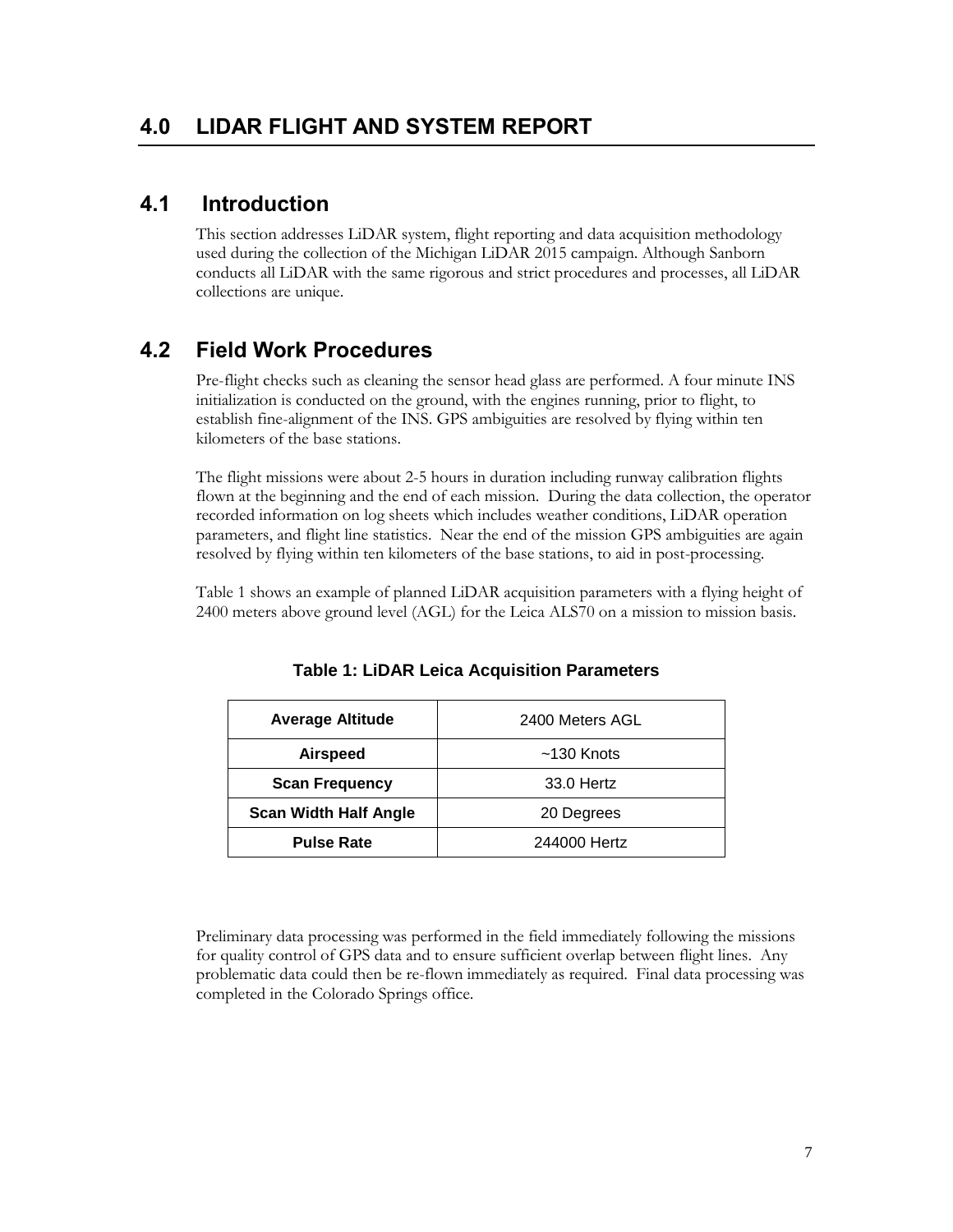# 4.0 LIDAR FLIGHT AND SYSTEM REPORT

## 4.1 Introduction

This section addresses LiDAR system, flight reporting and data acquisition methodology used during the collection of the Michigan LiDAR 2015 campaign. Although Sanborn conducts all LiDAR with the same rigorous and strict procedures and processes, all LiDAR collections are unique.

## 4.2 Field Work Procedures

Pre-flight checks such as cleaning the sensor head glass are performed. A four minute INS initialization is conducted on the ground, with the engines running, prior to flight, to establish fine-alignment of the INS. GPS ambiguities are resolved by flying within ten kilometers of the base stations.

The flight missions were about 2-5 hours in duration including runway calibration flights flown at the beginning and the end of each mission. During the data collection, the operator recorded information on log sheets which includes weather conditions, LiDAR operation parameters, and flight line statistics. Near the end of the mission GPS ambiguities are again resolved by flying within ten kilometers of the base stations, to aid in post-processing.

Table 1 shows an example of planned LiDAR acquisition parameters with a flying height of 2400 meters above ground level (AGL) for the Leica ALS70 on a mission to mission basis.

**Table 1: LiDAR Leica Acquisition Parameters**

| **Average Altitude** | 2400 Meters AGL |
|---|---|
| **Airspeed** | ~130 Knots |
| **Scan Frequency** | 33.0 Hertz |
| **Scan Width Half Angle** | 20 Degrees |
| **Pulse Rate** | 244000 Hertz |

Preliminary data processing was performed in the field immediately following the missions for quality control of GPS data and to ensure sufficient overlap between flight lines. Any problematic data could then be re-flown immediately as required. Final data processing was completed in the Colorado Springs office.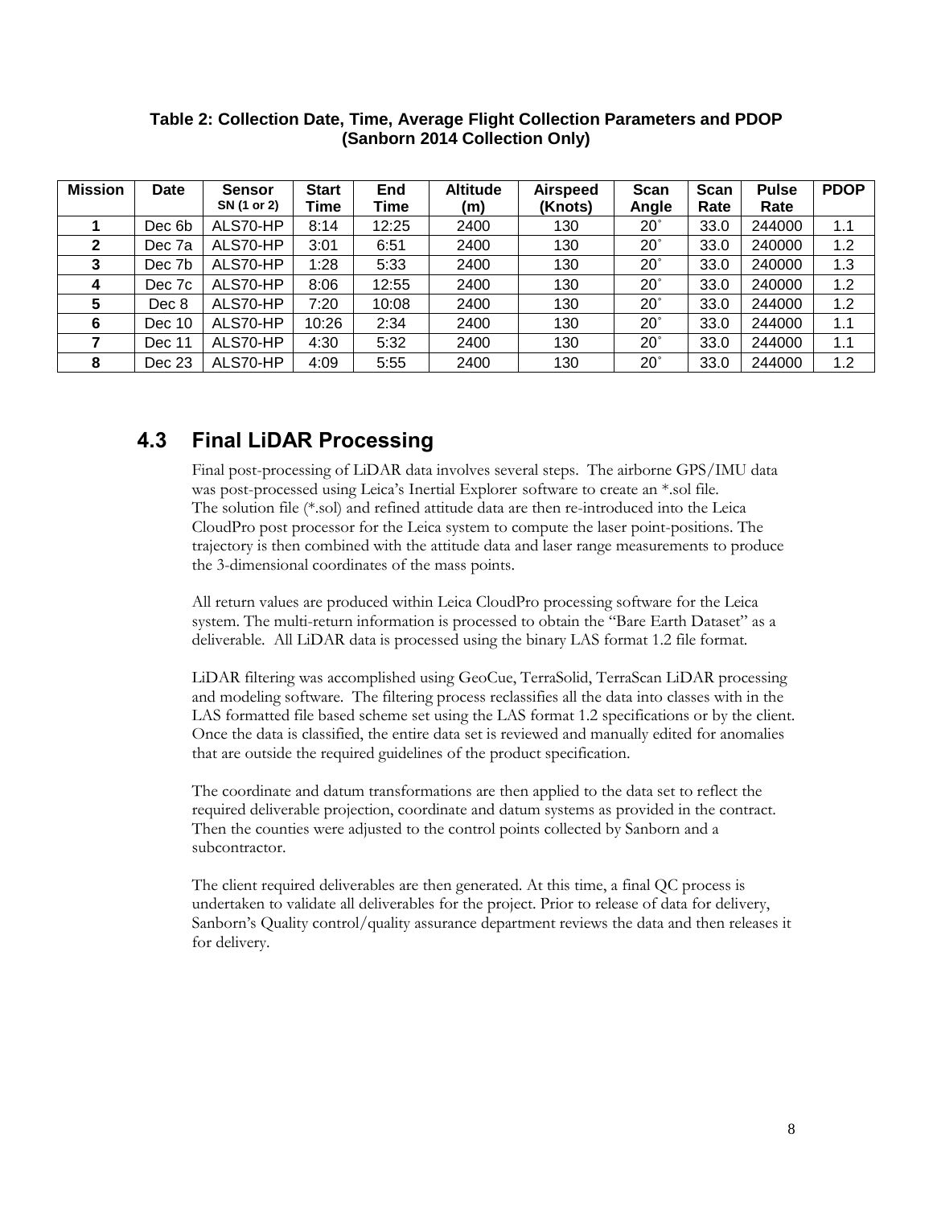**Table 2: Collection Date, Time, Average Flight Collection Parameters and PDOP (Sanborn 2014 Collection Only)**

| Mission | Date | Sensor SN (1 or 2) | Start Time | End Time | Altitude (m) | Airspeed (Knots) | Scan Angle | Scan Rate | Pulse Rate | PDOP |
|---|---|---|---|---|---|---|---|---|---|---|
| 1 | Dec 6b | ALS70-HP | 8:14 | 12:25 | 2400 | 130 | 20˚ | 33.0 | 244000 | 1.1 |
| 2 | Dec 7a | ALS70-HP | 3:01 | 6:51 | 2400 | 130 | 20˚ | 33.0 | 240000 | 1.2 |
| 3 | Dec 7b | ALS70-HP | 1:28 | 5:33 | 2400 | 130 | 20˚ | 33.0 | 240000 | 1.3 |
| 4 | Dec 7c | ALS70-HP | 8:06 | 12:55 | 2400 | 130 | 20˚ | 33.0 | 240000 | 1.2 |
| 5 | Dec 8 | ALS70-HP | 7:20 | 10:08 | 2400 | 130 | 20˚ | 33.0 | 244000 | 1.2 |
| 6 | Dec 10 | ALS70-HP | 10:26 | 2:34 | 2400 | 130 | 20˚ | 33.0 | 244000 | 1.1 |
| 7 | Dec 11 | ALS70-HP | 4:30 | 5:32 | 2400 | 130 | 20˚ | 33.0 | 244000 | 1.1 |
| 8 | Dec 23 | ALS70-HP | 4:09 | 5:55 | 2400 | 130 | 20˚ | 33.0 | 244000 | 1.2 |

## 4.3 Final LiDAR Processing

Final post-processing of LiDAR data involves several steps. The airborne GPS/IMU data was post-processed using Leica's Inertial Explorer software to create an *.sol file. The solution file (*.sol) and refined attitude data are then re-introduced into the Leica CloudPro post processor for the Leica system to compute the laser point-positions. The trajectory is then combined with the attitude data and laser range measurements to produce the 3-dimensional coordinates of the mass points.

All return values are produced within Leica CloudPro processing software for the Leica system. The multi-return information is processed to obtain the "Bare Earth Dataset" as a deliverable. All LiDAR data is processed using the binary LAS format 1.2 file format.

LiDAR filtering was accomplished using GeoCue, TerraSolid, TerraScan LiDAR processing and modeling software. The filtering process reclassifies all the data into classes with in the LAS formatted file based scheme set using the LAS format 1.2 specifications or by the client. Once the data is classified, the entire data set is reviewed and manually edited for anomalies that are outside the required guidelines of the product specification.

The coordinate and datum transformations are then applied to the data set to reflect the required deliverable projection, coordinate and datum systems as provided in the contract. Then the counties were adjusted to the control points collected by Sanborn and a subcontractor.

The client required deliverables are then generated. At this time, a final QC process is undertaken to validate all deliverables for the project. Prior to release of data for delivery, Sanborn's Quality control/quality assurance department reviews the data and then releases it for delivery.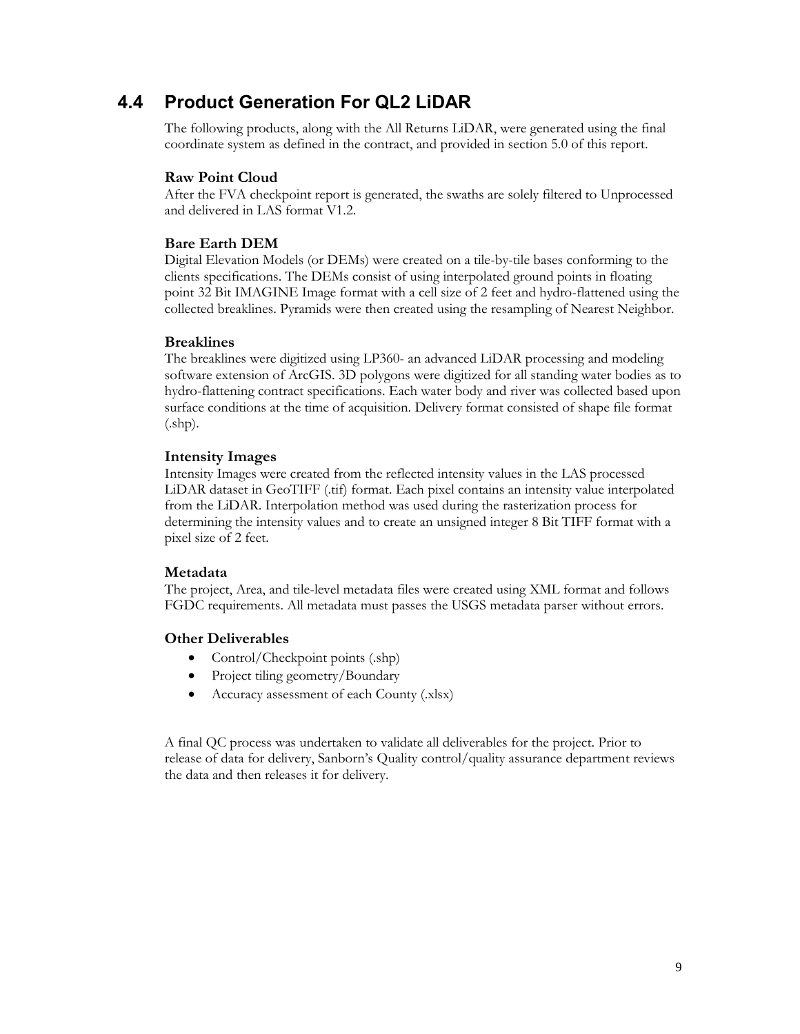## 4.4 Product Generation For QL2 LiDAR

The following products, along with the All Returns LiDAR, were generated using the final coordinate system as defined in the contract, and provided in section 5.0 of this report.

### Raw Point Cloud

After the FVA checkpoint report is generated, the swaths are solely filtered to Unprocessed and delivered in LAS format V1.2.

### Bare Earth DEM

Digital Elevation Models (or DEMs) were created on a tile-by-tile bases conforming to the clients specifications. The DEMs consist of using interpolated ground points in floating point 32 Bit IMAGINE Image format with a cell size of 2 feet and hydro-flattened using the collected breaklines. Pyramids were then created using the resampling of Nearest Neighbor.

### Breaklines

The breaklines were digitized using LP360- an advanced LiDAR processing and modeling software extension of ArcGIS. 3D polygons were digitized for all standing water bodies as to hydro-flattening contract specifications. Each water body and river was collected based upon surface conditions at the time of acquisition. Delivery format consisted of shape file format (.shp).

### Intensity Images

Intensity Images were created from the reflected intensity values in the LAS processed LiDAR dataset in GeoTIFF (.tif) format. Each pixel contains an intensity value interpolated from the LiDAR. Interpolation method was used during the rasterization process for determining the intensity values and to create an unsigned integer 8 Bit TIFF format with a pixel size of 2 feet.

### Metadata

The project, Area, and tile-level metadata files were created using XML format and follows FGDC requirements. All metadata must passes the USGS metadata parser without errors.

### Other Deliverables

- Control/Checkpoint points (.shp)
- Project tiling geometry/Boundary
- Accuracy assessment of each County (.xlsx)

A final QC process was undertaken to validate all deliverables for the project. Prior to release of data for delivery, Sanborn's Quality control/quality assurance department reviews the data and then releases it for delivery.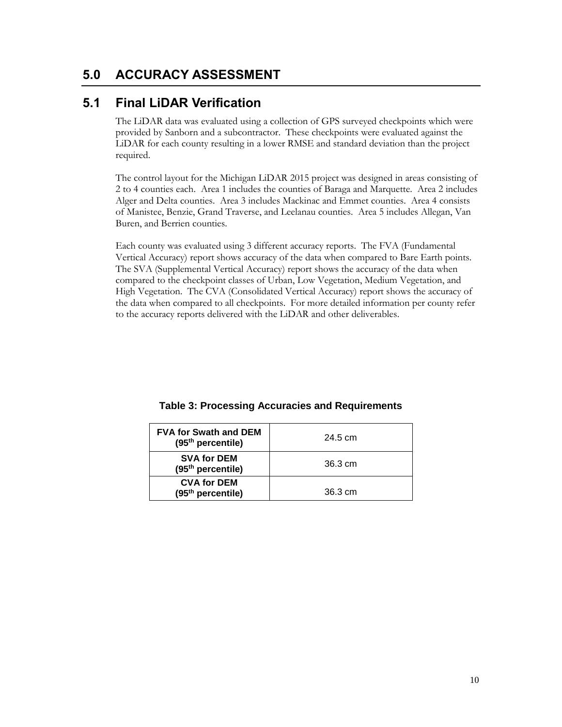# 5.0 ACCURACY ASSESSMENT

## 5.1 Final LiDAR Verification

The LiDAR data was evaluated using a collection of GPS surveyed checkpoints which were provided by Sanborn and a subcontractor. These checkpoints were evaluated against the LiDAR for each county resulting in a lower RMSE and standard deviation than the project required.

The control layout for the Michigan LiDAR 2015 project was designed in areas consisting of 2 to 4 counties each. Area 1 includes the counties of Baraga and Marquette. Area 2 includes Alger and Delta counties. Area 3 includes Mackinac and Emmet counties. Area 4 consists of Manistee, Benzie, Grand Traverse, and Leelanau counties. Area 5 includes Allegan, Van Buren, and Berrien counties.

Each county was evaluated using 3 different accuracy reports. The FVA (Fundamental Vertical Accuracy) report shows accuracy of the data when compared to Bare Earth points. The SVA (Supplemental Vertical Accuracy) report shows the accuracy of the data when compared to the checkpoint classes of Urban, Low Vegetation, Medium Vegetation, and High Vegetation. The CVA (Consolidated Vertical Accuracy) report shows the accuracy of the data when compared to all checkpoints. For more detailed information per county refer to the accuracy reports delivered with the LiDAR and other deliverables.

**Table 3: Processing Accuracies and Requirements**

| | |
|---|---|
| **FVA for Swath and DEM ($95^{th}$ percentile)** | 24.5 cm |
| **SVA for DEM ($95^{th}$ percentile)** | 36.3 cm |
| **CVA for DEM ($95^{th}$ percentile)** | 36.3 cm |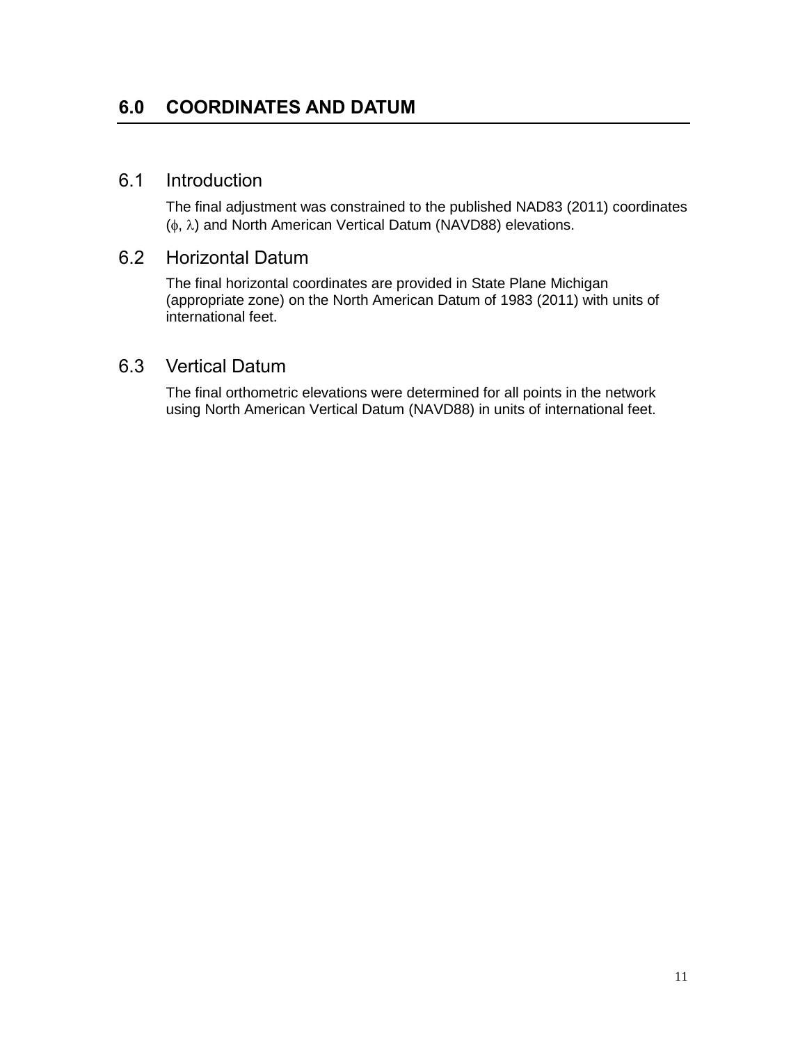# 6.0 COORDINATES AND DATUM

## 6.1 Introduction

The final adjustment was constrained to the published NAD83 (2011) coordinates ($\phi$, $\lambda$) and North American Vertical Datum (NAVD88) elevations.

## 6.2 Horizontal Datum

The final horizontal coordinates are provided in State Plane Michigan (appropriate zone) on the North American Datum of 1983 (2011) with units of international feet.

## 6.3 Vertical Datum

The final orthometric elevations were determined for all points in the network using North American Vertical Datum (NAVD88) in units of international feet.